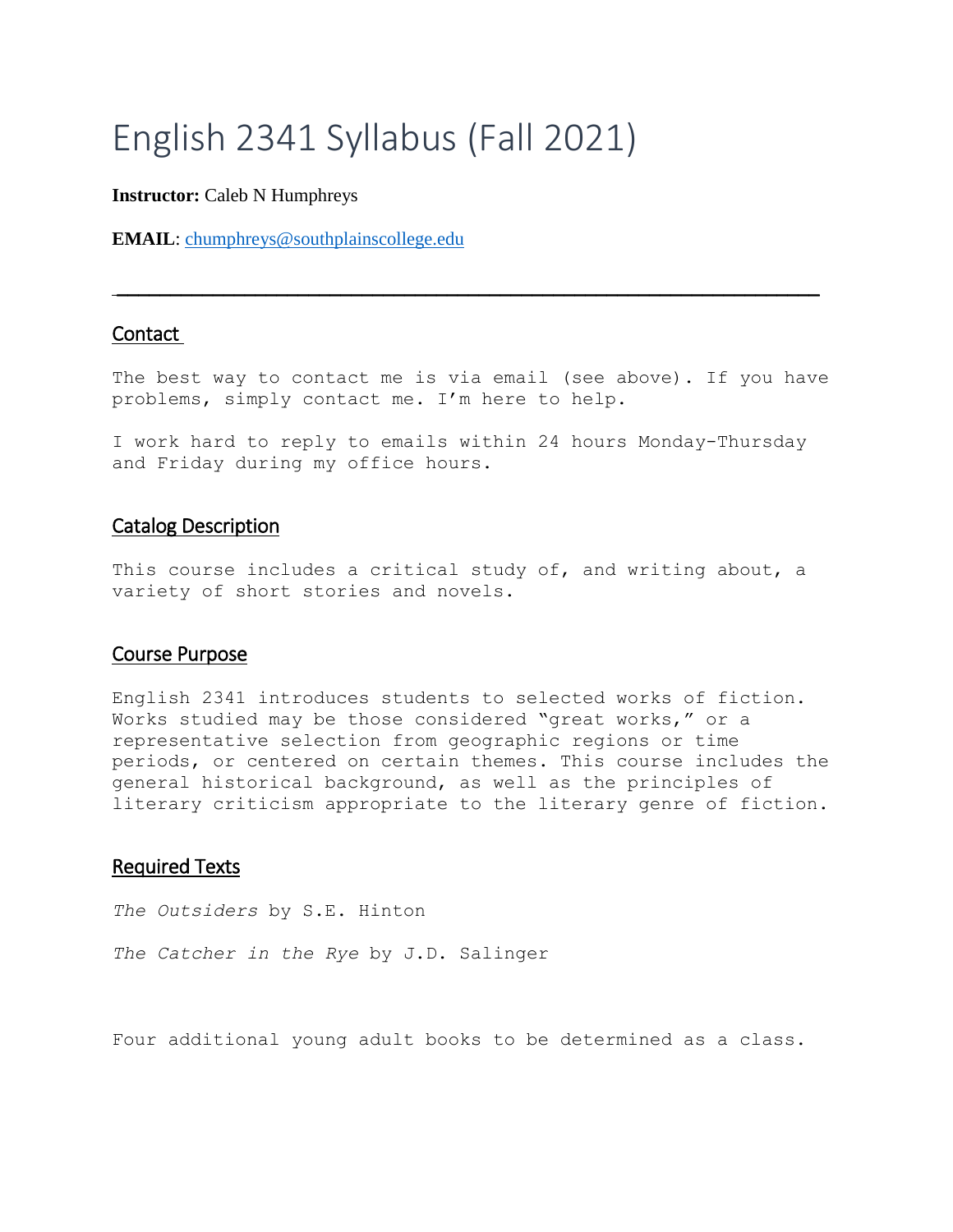# English 2341 Syllabus (Fall 2021)

**Instructor:** Caleb N Humphreys

**EMAIL**: chumphreys@southplainscollege.edu

---

## Contact

The best way to contact me is via email (see above). If you have problems, simply contact me. I'm here to help.

I work hard to reply to emails within 24 hours Monday-Thursday and Friday during my office hours.

## Catalog Description

This course includes a critical study of, and writing about, a variety of short stories and novels.

## Course Purpose

English 2341 introduces students to selected works of fiction. Works studied may be those considered "great works," or a representative selection from geographic regions or time periods, or centered on certain themes. This course includes the general historical background, as well as the principles of literary criticism appropriate to the literary genre of fiction.

## Required Texts

*The Outsiders* by S.E. Hinton

*The Catcher in the Rye* by J.D. Salinger

Four additional young adult books to be determined as a class.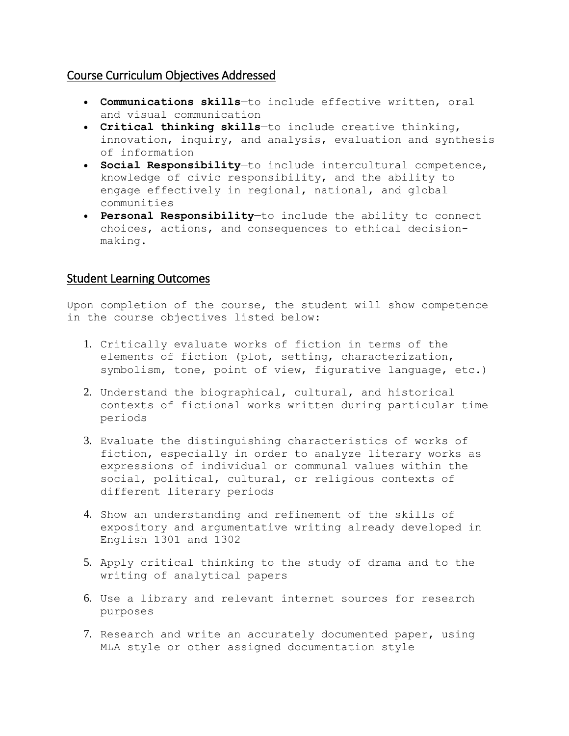## Course Curriculum Objectives Addressed

- **Communications skills**—to include effective written, oral and visual communication
- **Critical thinking skills**—to include creative thinking, innovation, inquiry, and analysis, evaluation and synthesis of information
- **Social Responsibility**—to include intercultural competence, knowledge of civic responsibility, and the ability to engage effectively in regional, national, and global communities
- **Personal Responsibility**—to include the ability to connect choices, actions, and consequences to ethical decision-making.

## Student Learning Outcomes

Upon completion of the course, the student will show competence in the course objectives listed below:

1. Critically evaluate works of fiction in terms of the elements of fiction (plot, setting, characterization, symbolism, tone, point of view, figurative language, etc.)

2. Understand the biographical, cultural, and historical contexts of fictional works written during particular time periods

3. Evaluate the distinguishing characteristics of works of fiction, especially in order to analyze literary works as expressions of individual or communal values within the social, political, cultural, or religious contexts of different literary periods

4. Show an understanding and refinement of the skills of expository and argumentative writing already developed in English 1301 and 1302

5. Apply critical thinking to the study of drama and to the writing of analytical papers

6. Use a library and relevant internet sources for research purposes

7. Research and write an accurately documented paper, using MLA style or other assigned documentation style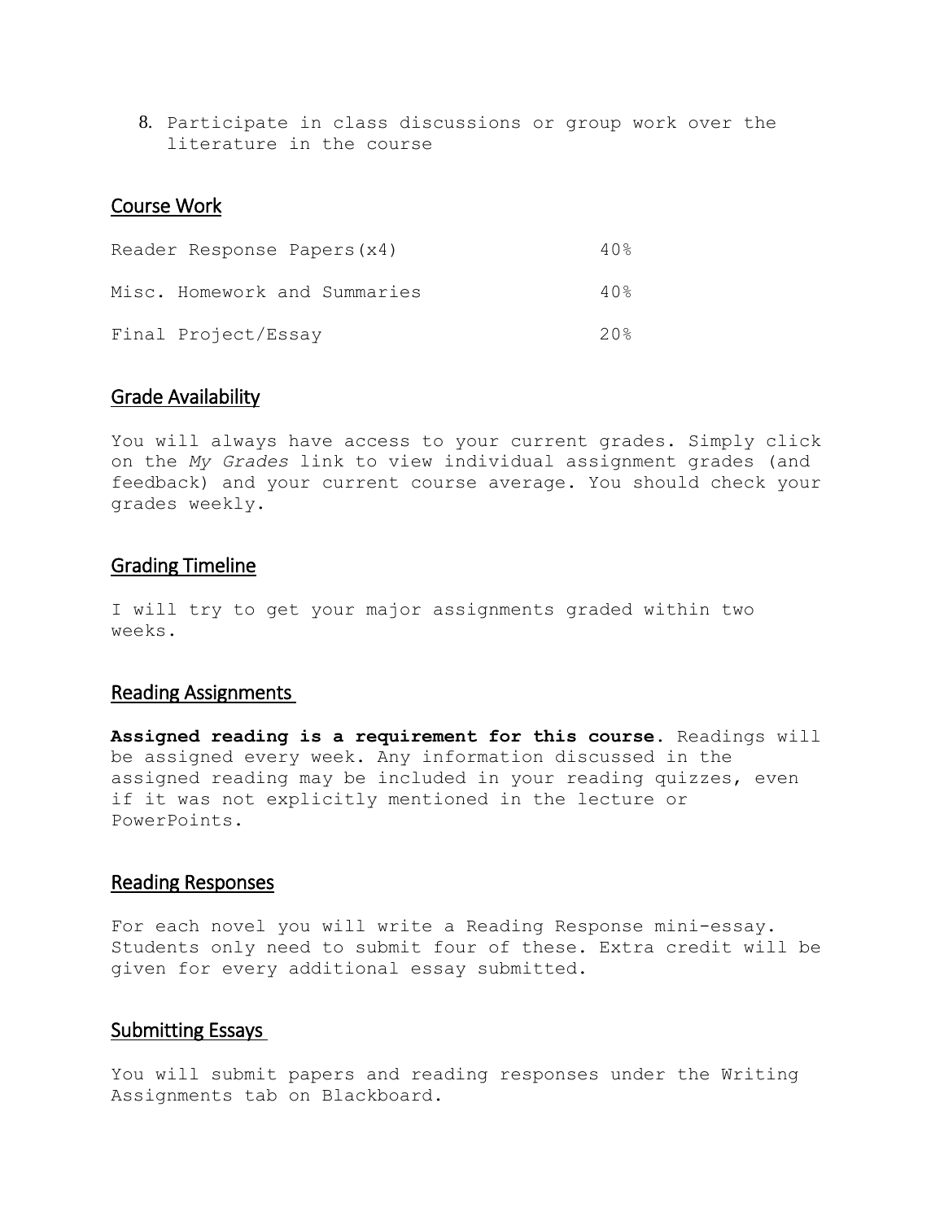8. Participate in class discussions or group work over the literature in the course

## Course Work

| | |
|---|---|
| Reader Response Papers(x4) | 40% |
| Misc. Homework and Summaries | 40% |
| Final Project/Essay | 20% |

## Grade Availability

You will always have access to your current grades. Simply click on the *My Grades* link to view individual assignment grades (and feedback) and your current course average. You should check your grades weekly.

## Grading Timeline

I will try to get your major assignments graded within two weeks.

## Reading Assignments

**Assigned reading is a requirement for this course.** Readings will be assigned every week. Any information discussed in the assigned reading may be included in your reading quizzes, even if it was not explicitly mentioned in the lecture or PowerPoints.

## Reading Responses

For each novel you will write a Reading Response mini-essay. Students only need to submit four of these. Extra credit will be given for every additional essay submitted.

## Submitting Essays

You will submit papers and reading responses under the Writing Assignments tab on Blackboard.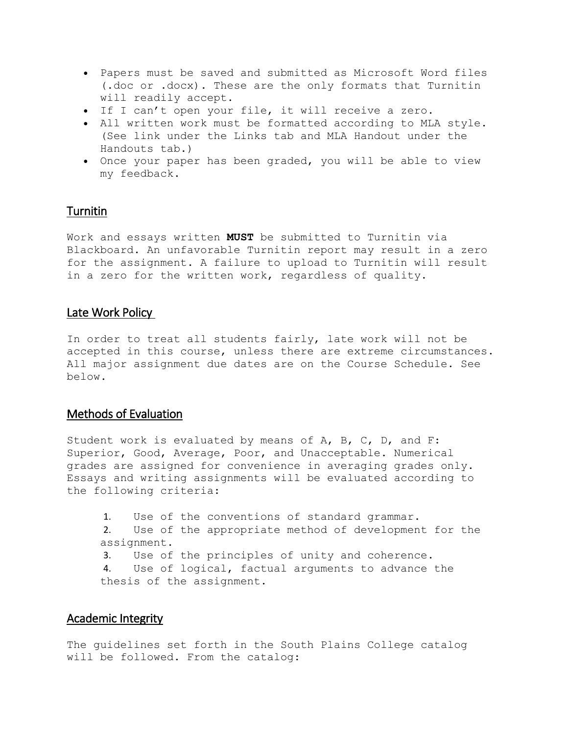- Papers must be saved and submitted as Microsoft Word files (.doc or .docx). These are the only formats that Turnitin will readily accept.
- If I can't open your file, it will receive a zero.
- All written work must be formatted according to MLA style. (See link under the Links tab and MLA Handout under the Handouts tab.)
- Once your paper has been graded, you will be able to view my feedback.

## Turnitin

Work and essays written **MUST** be submitted to Turnitin via Blackboard. An unfavorable Turnitin report may result in a zero for the assignment. A failure to upload to Turnitin will result in a zero for the written work, regardless of quality.

## Late Work Policy

In order to treat all students fairly, late work will not be accepted in this course, unless there are extreme circumstances. All major assignment due dates are on the Course Schedule. See below.

## Methods of Evaluation

Student work is evaluated by means of A, B, C, D, and F: Superior, Good, Average, Poor, and Unacceptable. Numerical grades are assigned for convenience in averaging grades only. Essays and writing assignments will be evaluated according to the following criteria:

1. Use of the conventions of standard grammar.
2. Use of the appropriate method of development for the assignment.
3. Use of the principles of unity and coherence.
4. Use of logical, factual arguments to advance the thesis of the assignment.

## Academic Integrity

The guidelines set forth in the South Plains College catalog will be followed. From the catalog: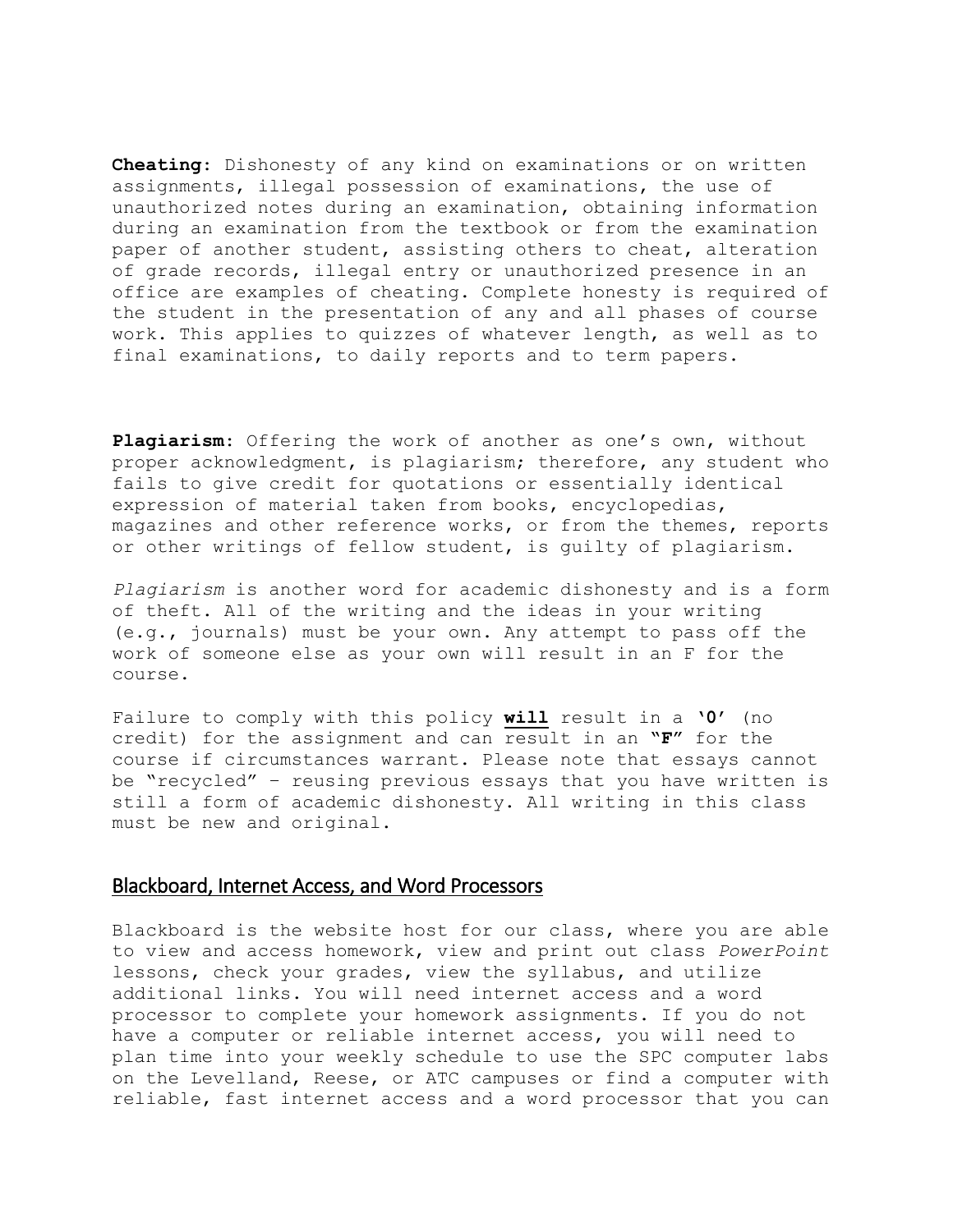**Cheating:** Dishonesty of any kind on examinations or on written assignments, illegal possession of examinations, the use of unauthorized notes during an examination, obtaining information during an examination from the textbook or from the examination paper of another student, assisting others to cheat, alteration of grade records, illegal entry or unauthorized presence in an office are examples of cheating. Complete honesty is required of the student in the presentation of any and all phases of course work. This applies to quizzes of whatever length, as well as to final examinations, to daily reports and to term papers.

**Plagiarism:** Offering the work of another as one's own, without proper acknowledgment, is plagiarism; therefore, any student who fails to give credit for quotations or essentially identical expression of material taken from books, encyclopedias, magazines and other reference works, or from the themes, reports or other writings of fellow student, is guilty of plagiarism.

*Plagiarism* is another word for academic dishonesty and is a form of theft. All of the writing and the ideas in your writing (e.g., journals) must be your own. Any attempt to pass off the work of someone else as your own will result in an F for the course.

Failure to comply with this policy **will** result in a **'0'** (no credit) for the assignment and can result in an **"F"** for the course if circumstances warrant. Please note that essays cannot be "recycled" – reusing previous essays that you have written is still a form of academic dishonesty. All writing in this class must be new and original.

## Blackboard, Internet Access, and Word Processors

Blackboard is the website host for our class, where you are able to view and access homework, view and print out class *PowerPoint* lessons, check your grades, view the syllabus, and utilize additional links. You will need internet access and a word processor to complete your homework assignments. If you do not have a computer or reliable internet access, you will need to plan time into your weekly schedule to use the SPC computer labs on the Levelland, Reese, or ATC campuses or find a computer with reliable, fast internet access and a word processor that you can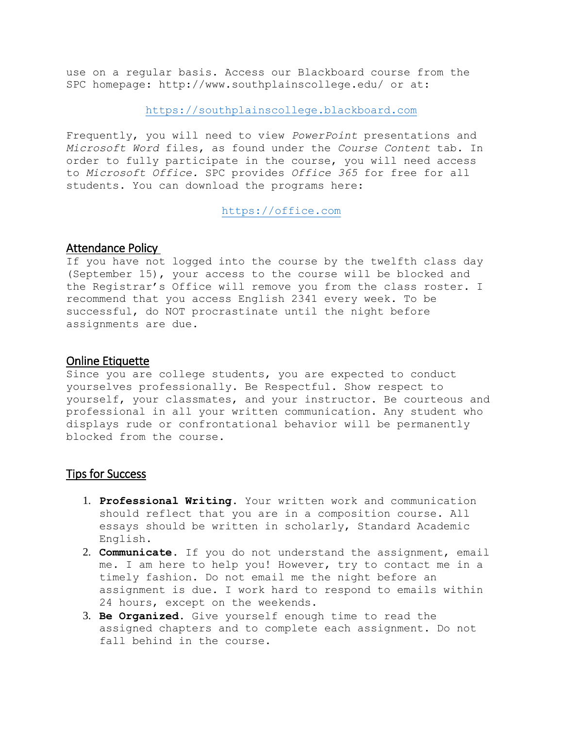use on a regular basis. Access our Blackboard course from the SPC homepage: http://www.southplainscollege.edu/ or at:

https://southplainscollege.blackboard.com

Frequently, you will need to view *PowerPoint* presentations and *Microsoft Word* files, as found under the *Course Content* tab. In order to fully participate in the course, you will need access to *Microsoft Office.* SPC provides *Office 365* for free for all students. You can download the programs here:

https://office.com

## Attendance Policy

If you have not logged into the course by the twelfth class day (September 15), your access to the course will be blocked and the Registrar's Office will remove you from the class roster. I recommend that you access English 2341 every week. To be successful, do NOT procrastinate until the night before assignments are due.

## Online Etiquette

Since you are college students, you are expected to conduct yourselves professionally. Be Respectful. Show respect to yourself, your classmates, and your instructor. Be courteous and professional in all your written communication. Any student who displays rude or confrontational behavior will be permanently blocked from the course.

## Tips for Success

1. **Professional Writing.** Your written work and communication should reflect that you are in a composition course. All essays should be written in scholarly, Standard Academic English.
2. **Communicate.** If you do not understand the assignment, email me. I am here to help you! However, try to contact me in a timely fashion. Do not email me the night before an assignment is due. I work hard to respond to emails within 24 hours, except on the weekends.
3. **Be Organized.** Give yourself enough time to read the assigned chapters and to complete each assignment. Do not fall behind in the course.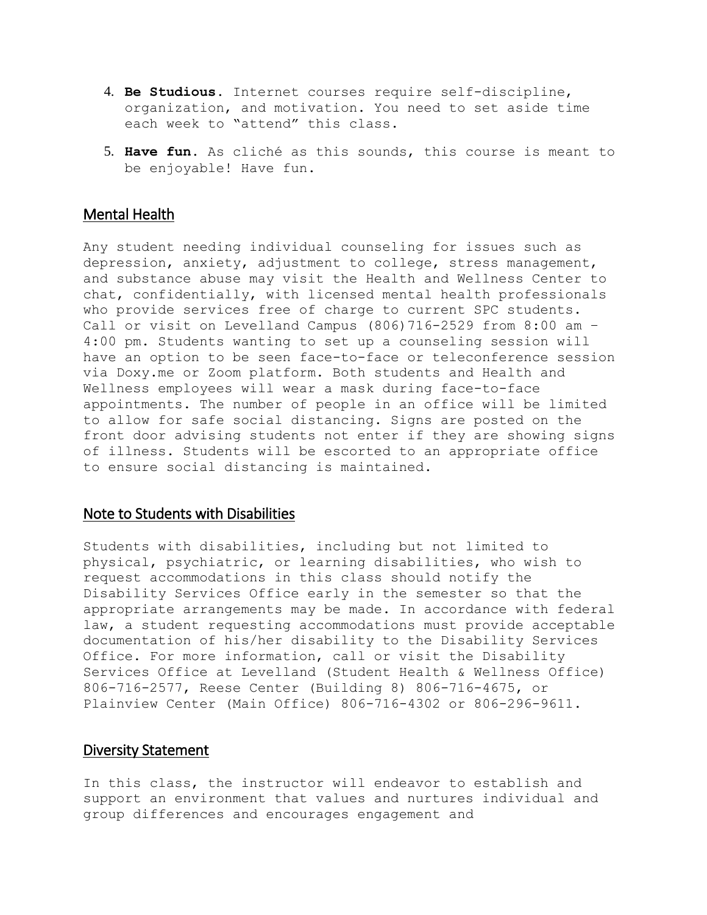4. **Be Studious**. Internet courses require self-discipline, organization, and motivation. You need to set aside time each week to “attend” this class.

5. **Have fun**. As cliché as this sounds, this course is meant to be enjoyable! Have fun.

## Mental Health

Any student needing individual counseling for issues such as depression, anxiety, adjustment to college, stress management, and substance abuse may visit the Health and Wellness Center to chat, confidentially, with licensed mental health professionals who provide services free of charge to current SPC students. Call or visit on Levelland Campus (806)716-2529 from 8:00 am – 4:00 pm. Students wanting to set up a counseling session will have an option to be seen face-to-face or teleconference session via Doxy.me or Zoom platform. Both students and Health and Wellness employees will wear a mask during face-to-face appointments. The number of people in an office will be limited to allow for safe social distancing. Signs are posted on the front door advising students not enter if they are showing signs of illness. Students will be escorted to an appropriate office to ensure social distancing is maintained.

## Note to Students with Disabilities

Students with disabilities, including but not limited to physical, psychiatric, or learning disabilities, who wish to request accommodations in this class should notify the Disability Services Office early in the semester so that the appropriate arrangements may be made. In accordance with federal law, a student requesting accommodations must provide acceptable documentation of his/her disability to the Disability Services Office. For more information, call or visit the Disability Services Office at Levelland (Student Health & Wellness Office) 806-716-2577, Reese Center (Building 8) 806-716-4675, or Plainview Center (Main Office) 806-716-4302 or 806-296-9611.

## Diversity Statement

In this class, the instructor will endeavor to establish and support an environment that values and nurtures individual and group differences and encourages engagement and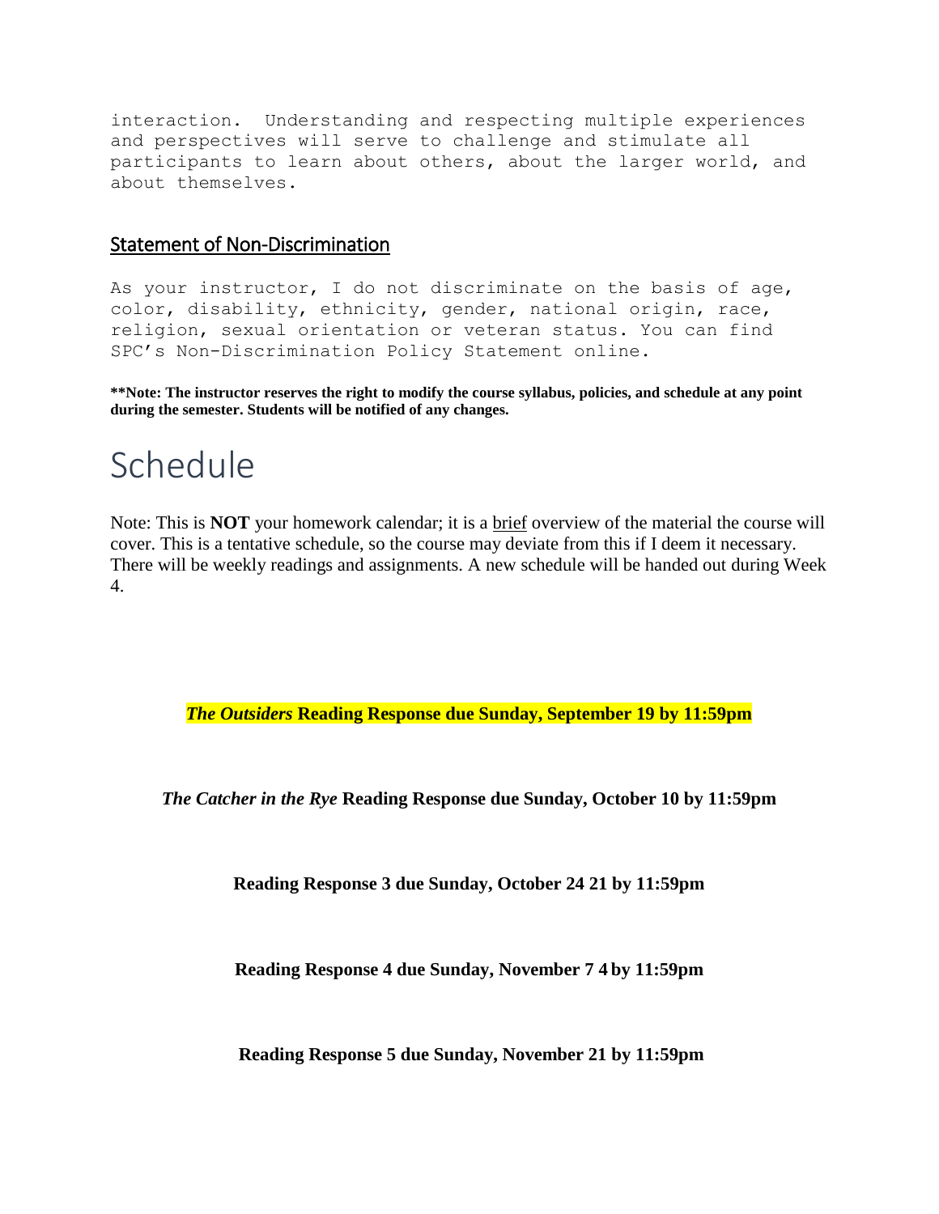interaction. Understanding and respecting multiple experiences and perspectives will serve to challenge and stimulate all participants to learn about others, about the larger world, and about themselves.

## Statement of Non-Discrimination

As your instructor, I do not discriminate on the basis of age, color, disability, ethnicity, gender, national origin, race, religion, sexual orientation or veteran status. You can find SPC's Non-Discrimination Policy Statement online.

**\*\*Note: The instructor reserves the right to modify the course syllabus, policies, and schedule at any point during the semester. Students will be notified of any changes.**

# Schedule

Note: This is **NOT** your homework calendar; it is a brief overview of the material the course will cover. This is a tentative schedule, so the course may deviate from this if I deem it necessary. There will be weekly readings and assignments. A new schedule will be handed out during Week 4.

***The Outsiders* Reading Response due Sunday, September 19 by 11:59pm**

***The Catcher in the Rye* Reading Response due Sunday, October 10 by 11:59pm**

**Reading Response 3 due Sunday, October 24 21 by 11:59pm**

**Reading Response 4 due Sunday, November 7 4 by 11:59pm**

**Reading Response 5 due Sunday, November 21 by 11:59pm**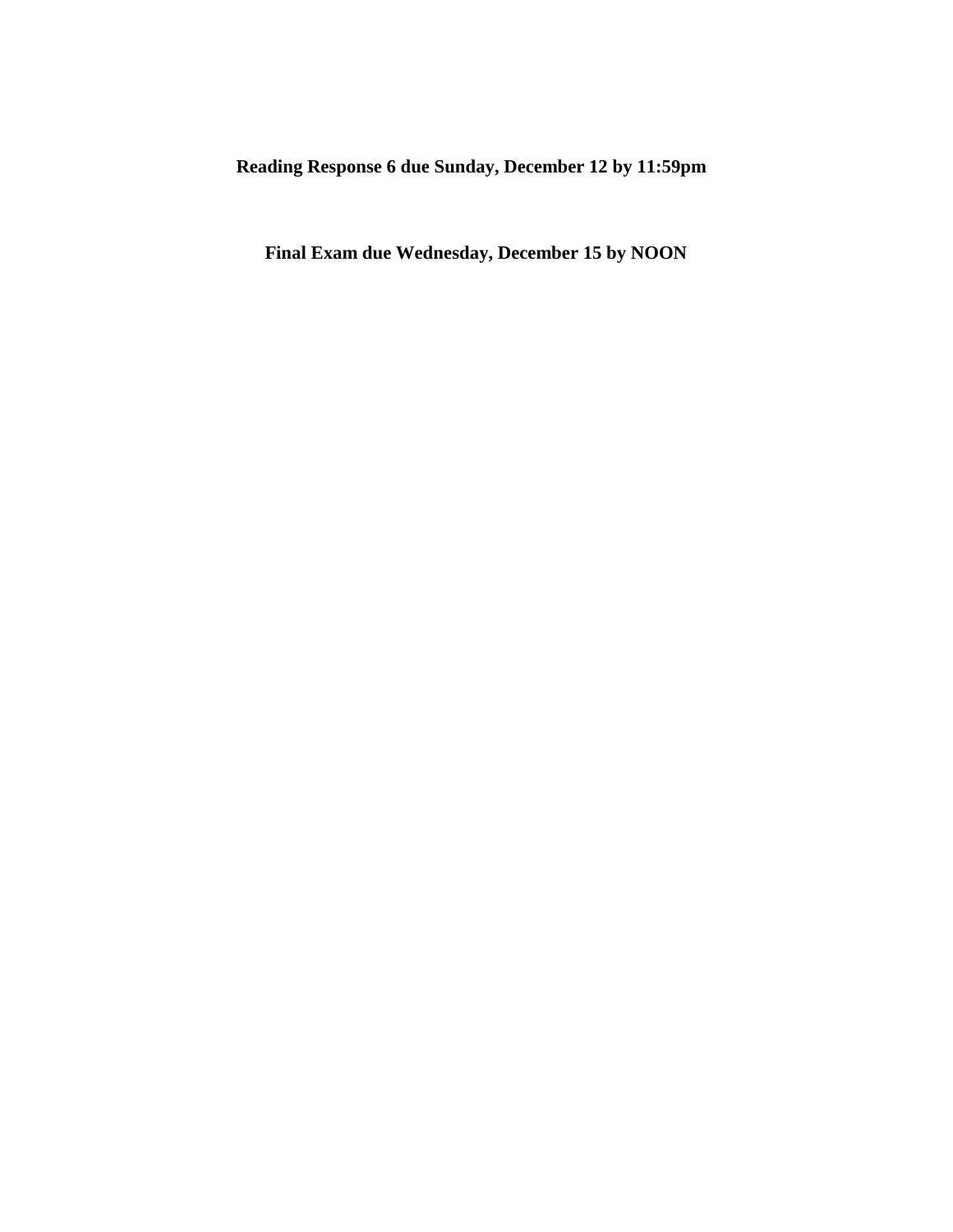**Reading Response 6 due Sunday, December 12 by 11:59pm**

**Final Exam due Wednesday, December 15 by NOON**